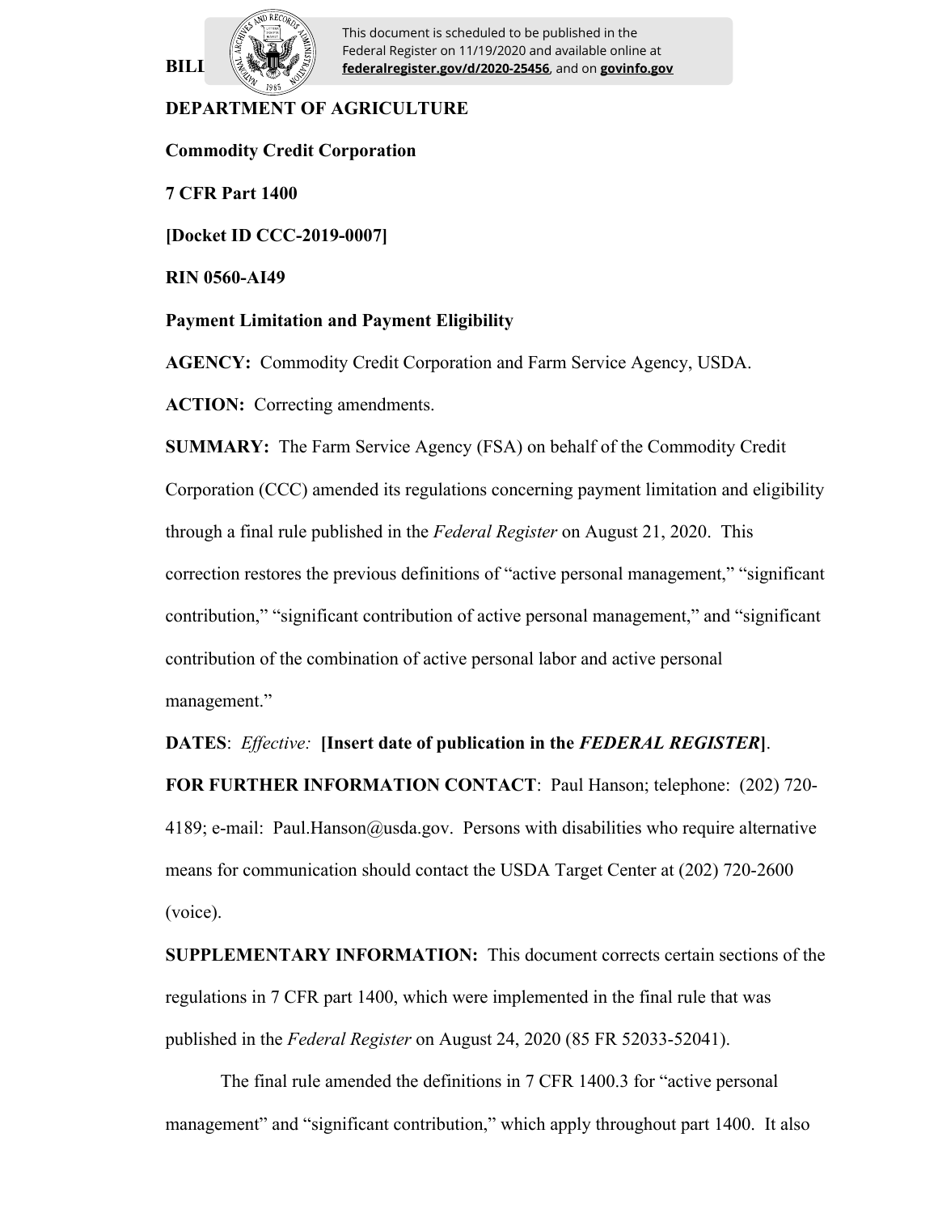BILL[ING CODE ...]

This document is scheduled to be published in the Federal Register on 11/19/2020 and available online at **federalregister.gov/d/2020-25456**, and on **govinfo.gov**

**DEPARTMENT OF AGRICULTURE**

**Commodity Credit Corporation**

**7 CFR Part 1400**

**[Docket ID CCC-2019-0007]**

**RIN 0560-AI49**

**Payment Limitation and Payment Eligibility**

**AGENCY:** Commodity Credit Corporation and Farm Service Agency, USDA.

**ACTION:** Correcting amendments.

**SUMMARY:** The Farm Service Agency (FSA) on behalf of the Commodity Credit Corporation (CCC) amended its regulations concerning payment limitation and eligibility through a final rule published in the *Federal Register* on August 21, 2020. This correction restores the previous definitions of "active personal management," "significant contribution," "significant contribution of active personal management," and "significant contribution of the combination of active personal labor and active personal management."

**DATES**: *Effective:* **[Insert date of publication in the *FEDERAL REGISTER*]**.

**FOR FURTHER INFORMATION CONTACT**: Paul Hanson; telephone: (202) 720-4189; e-mail: Paul.Hanson@usda.gov. Persons with disabilities who require alternative means for communication should contact the USDA Target Center at (202) 720-2600 (voice).

**SUPPLEMENTARY INFORMATION:** This document corrects certain sections of the regulations in 7 CFR part 1400, which were implemented in the final rule that was published in the *Federal Register* on August 24, 2020 (85 FR 52033-52041).

The final rule amended the definitions in 7 CFR 1400.3 for "active personal management" and "significant contribution," which apply throughout part 1400. It also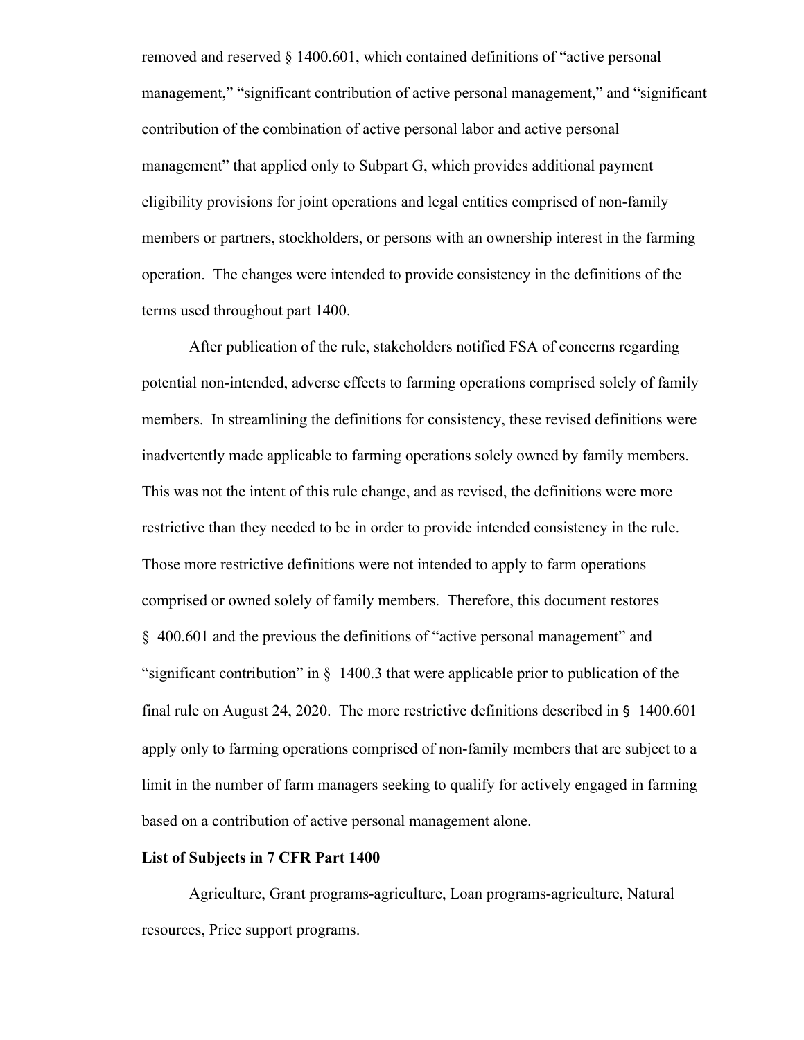removed and reserved § 1400.601, which contained definitions of "active personal management," "significant contribution of active personal management," and "significant contribution of the combination of active personal labor and active personal management" that applied only to Subpart G, which provides additional payment eligibility provisions for joint operations and legal entities comprised of non-family members or partners, stockholders, or persons with an ownership interest in the farming operation. The changes were intended to provide consistency in the definitions of the terms used throughout part 1400.

After publication of the rule, stakeholders notified FSA of concerns regarding potential non-intended, adverse effects to farming operations comprised solely of family members. In streamlining the definitions for consistency, these revised definitions were inadvertently made applicable to farming operations solely owned by family members. This was not the intent of this rule change, and as revised, the definitions were more restrictive than they needed to be in order to provide intended consistency in the rule. Those more restrictive definitions were not intended to apply to farm operations comprised or owned solely of family members. Therefore, this document restores § 400.601 and the previous the definitions of "active personal management" and "significant contribution" in § 1400.3 that were applicable prior to publication of the final rule on August 24, 2020. The more restrictive definitions described in § 1400.601 apply only to farming operations comprised of non-family members that are subject to a limit in the number of farm managers seeking to qualify for actively engaged in farming based on a contribution of active personal management alone.

**List of Subjects in 7 CFR Part 1400**

Agriculture, Grant programs-agriculture, Loan programs-agriculture, Natural resources, Price support programs.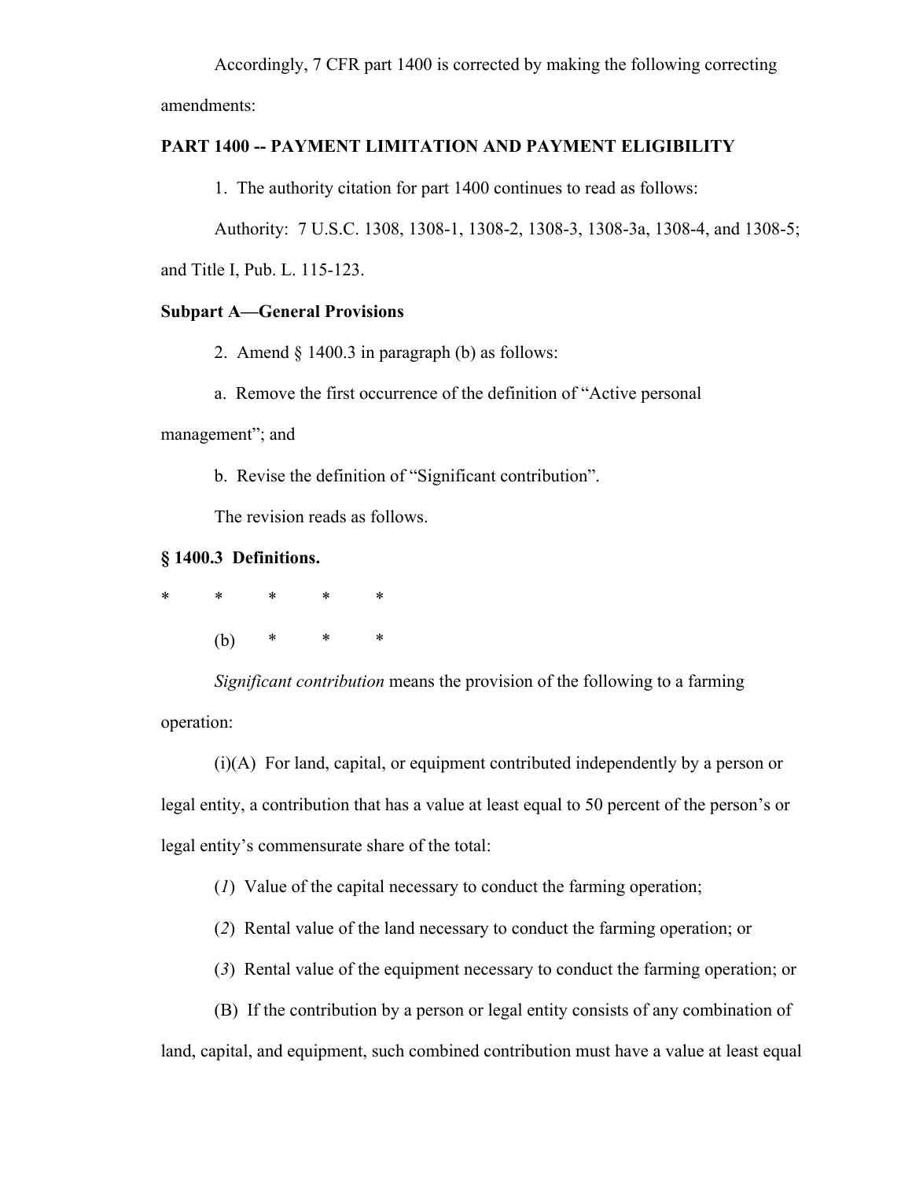Accordingly, 7 CFR part 1400 is corrected by making the following correcting amendments:

**PART 1400 -- PAYMENT LIMITATION AND PAYMENT ELIGIBILITY**

1. The authority citation for part 1400 continues to read as follows:

Authority: 7 U.S.C. 1308, 1308-1, 1308-2, 1308-3, 1308-3a, 1308-4, and 1308-5; and Title I, Pub. L. 115-123.

**Subpart A—General Provisions**

2. Amend § 1400.3 in paragraph (b) as follows:

a. Remove the first occurrence of the definition of "Active personal management"; and

b. Revise the definition of "Significant contribution".

The revision reads as follows.

**§ 1400.3 Definitions.**

\* \* \* \* \*

(b) \* \* \*

*Significant contribution* means the provision of the following to a farming operation:

(i)(A) For land, capital, or equipment contributed independently by a person or legal entity, a contribution that has a value at least equal to 50 percent of the person's or legal entity's commensurate share of the total:

(*1*) Value of the capital necessary to conduct the farming operation;

(*2*) Rental value of the land necessary to conduct the farming operation; or

(*3*) Rental value of the equipment necessary to conduct the farming operation; or

(B) If the contribution by a person or legal entity consists of any combination of land, capital, and equipment, such combined contribution must have a value at least equal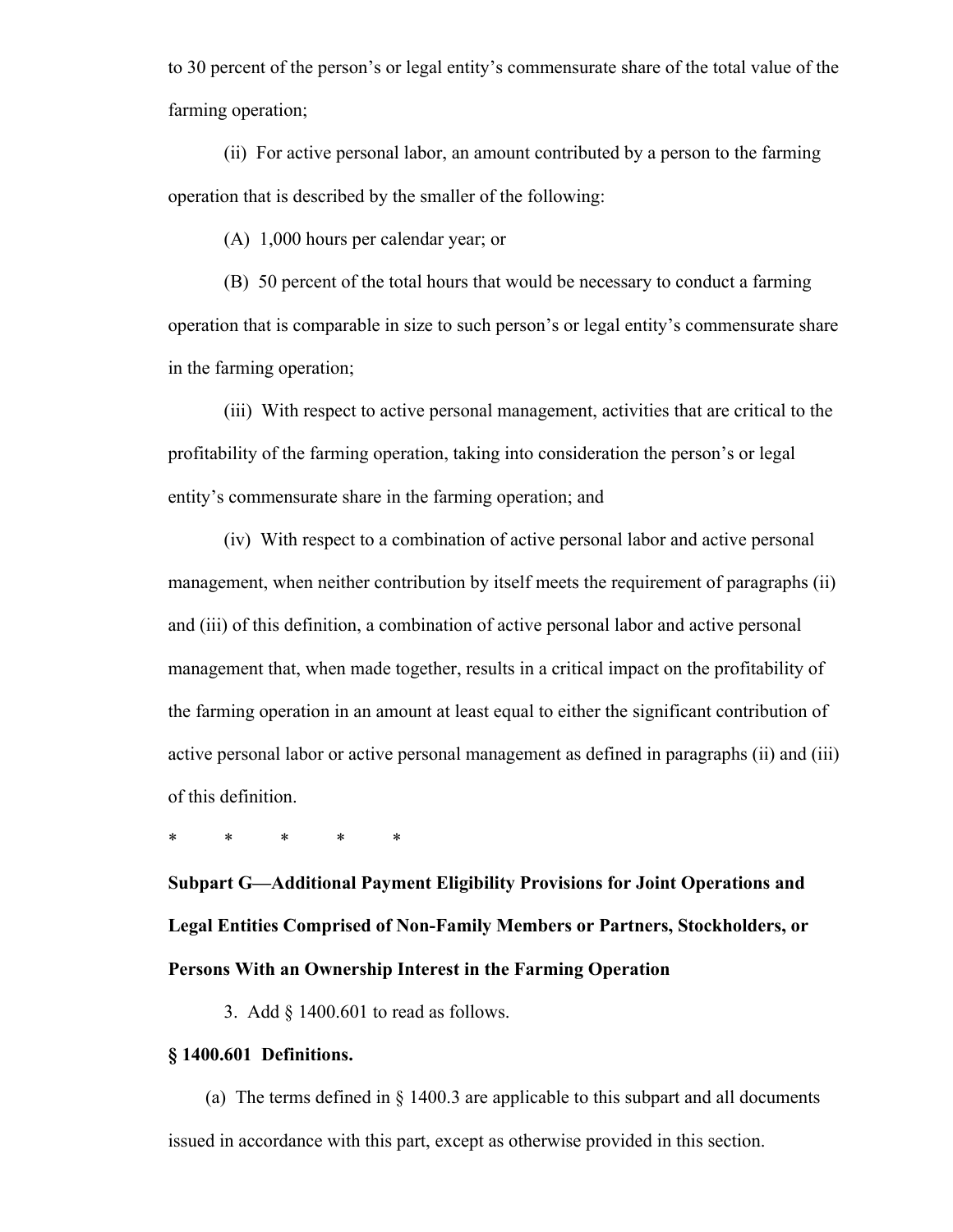to 30 percent of the person's or legal entity's commensurate share of the total value of the farming operation;

(ii) For active personal labor, an amount contributed by a person to the farming operation that is described by the smaller of the following:

(A) 1,000 hours per calendar year; or

(B) 50 percent of the total hours that would be necessary to conduct a farming operation that is comparable in size to such person's or legal entity's commensurate share in the farming operation;

(iii) With respect to active personal management, activities that are critical to the profitability of the farming operation, taking into consideration the person's or legal entity's commensurate share in the farming operation; and

(iv) With respect to a combination of active personal labor and active personal management, when neither contribution by itself meets the requirement of paragraphs (ii) and (iii) of this definition, a combination of active personal labor and active personal management that, when made together, results in a critical impact on the profitability of the farming operation in an amount at least equal to either the significant contribution of active personal labor or active personal management as defined in paragraphs (ii) and (iii) of this definition.

\* \* \* \* \*

**Subpart G—Additional Payment Eligibility Provisions for Joint Operations and Legal Entities Comprised of Non-Family Members or Partners, Stockholders, or Persons With an Ownership Interest in the Farming Operation**

3. Add § 1400.601 to read as follows.

**§ 1400.601 Definitions.**

(a) The terms defined in § 1400.3 are applicable to this subpart and all documents issued in accordance with this part, except as otherwise provided in this section.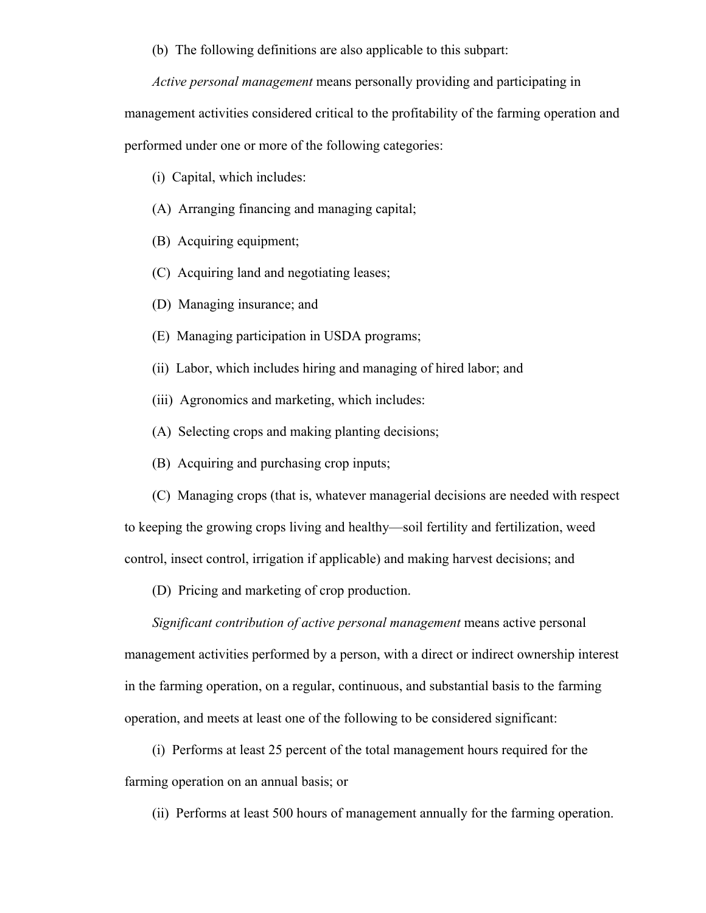(b) The following definitions are also applicable to this subpart:

*Active personal management* means personally providing and participating in management activities considered critical to the profitability of the farming operation and performed under one or more of the following categories:

(i) Capital, which includes:

(A) Arranging financing and managing capital;

(B) Acquiring equipment;

(C) Acquiring land and negotiating leases;

(D) Managing insurance; and

(E) Managing participation in USDA programs;

(ii) Labor, which includes hiring and managing of hired labor; and

(iii) Agronomics and marketing, which includes:

(A) Selecting crops and making planting decisions;

(B) Acquiring and purchasing crop inputs;

(C) Managing crops (that is, whatever managerial decisions are needed with respect to keeping the growing crops living and healthy—soil fertility and fertilization, weed control, insect control, irrigation if applicable) and making harvest decisions; and

(D) Pricing and marketing of crop production.

*Significant contribution of active personal management* means active personal management activities performed by a person, with a direct or indirect ownership interest in the farming operation, on a regular, continuous, and substantial basis to the farming operation, and meets at least one of the following to be considered significant:

(i) Performs at least 25 percent of the total management hours required for the farming operation on an annual basis; or

(ii) Performs at least 500 hours of management annually for the farming operation.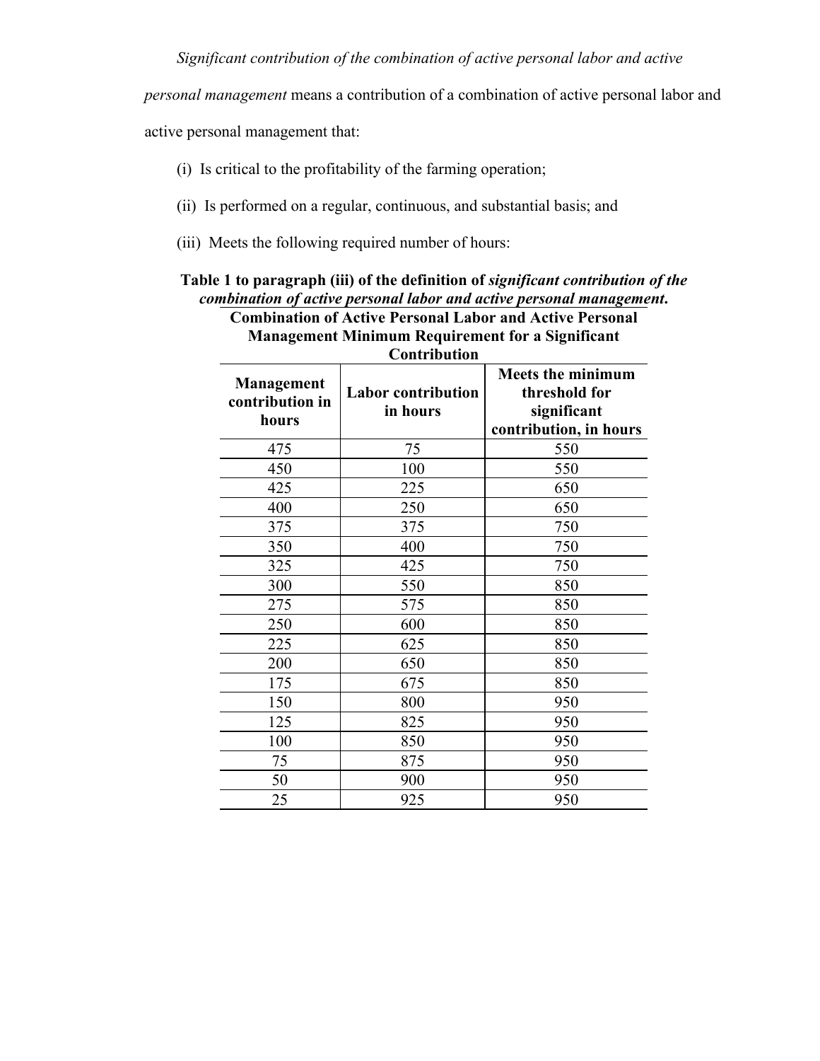*Significant contribution of the combination of active personal labor and active personal management* means a contribution of a combination of active personal labor and active personal management that:

(i) Is critical to the profitability of the farming operation;

(ii) Is performed on a regular, continuous, and substantial basis; and

(iii) Meets the following required number of hours:

**Table 1 to paragraph (iii) of the definition of *significant contribution of the combination of active personal labor and active personal management*.**

**Combination of Active Personal Labor and Active Personal Management Minimum Requirement for a Significant Contribution**

| Management contribution in hours | Labor contribution in hours | Meets the minimum threshold for significant contribution, in hours |
|---|---|---|
| 475 | 75 | 550 |
| 450 | 100 | 550 |
| 425 | 225 | 650 |
| 400 | 250 | 650 |
| 375 | 375 | 750 |
| 350 | 400 | 750 |
| 325 | 425 | 750 |
| 300 | 550 | 850 |
| 275 | 575 | 850 |
| 250 | 600 | 850 |
| 225 | 625 | 850 |
| 200 | 650 | 850 |
| 175 | 675 | 850 |
| 150 | 800 | 950 |
| 125 | 825 | 950 |
| 100 | 850 | 950 |
| 75 | 875 | 950 |
| 50 | 900 | 950 |
| 25 | 925 | 950 |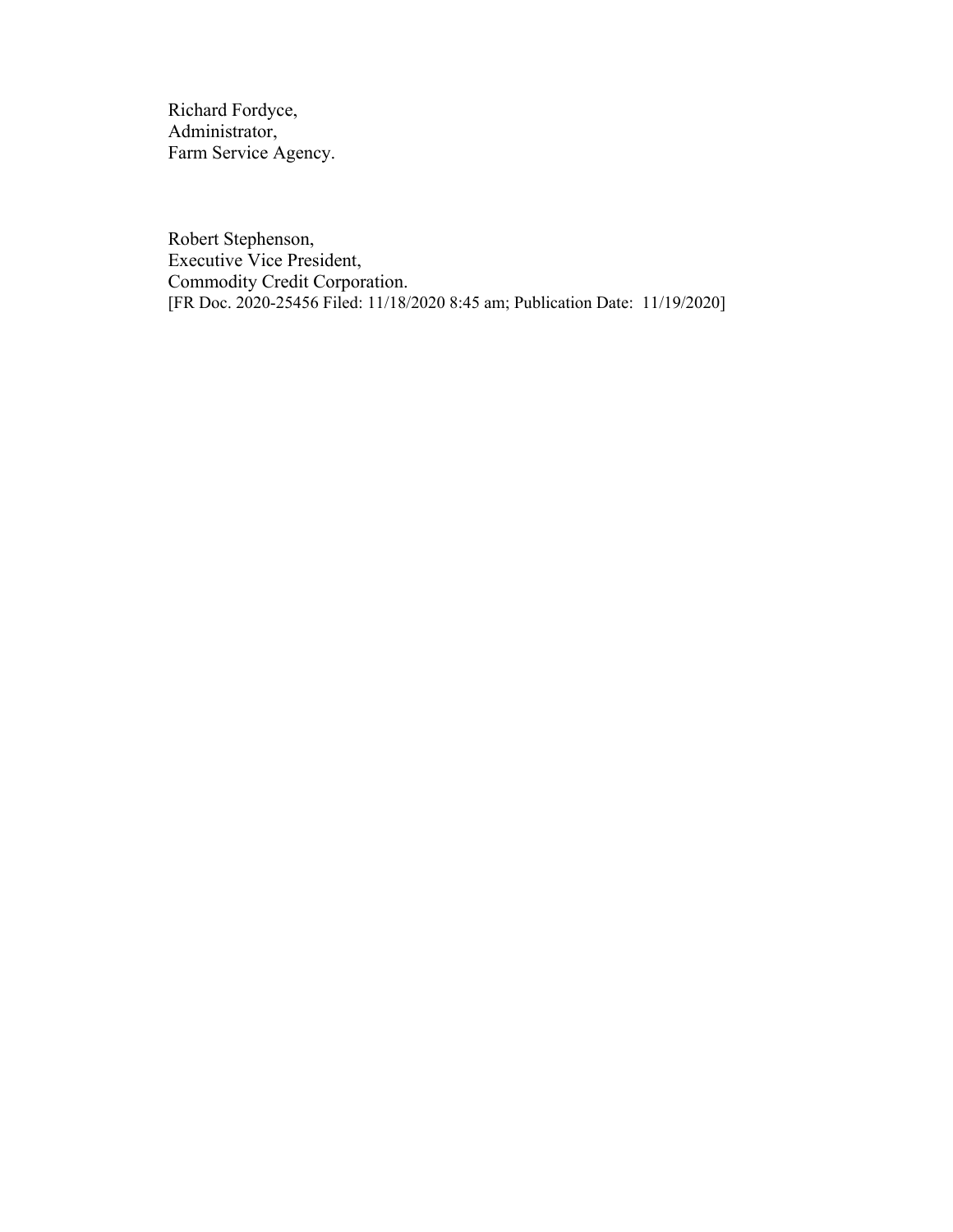Richard Fordyce,
Administrator,
Farm Service Agency.

Robert Stephenson,
Executive Vice President,
Commodity Credit Corporation.
[FR Doc. 2020-25456 Filed: 11/18/2020 8:45 am; Publication Date: 11/19/2020]